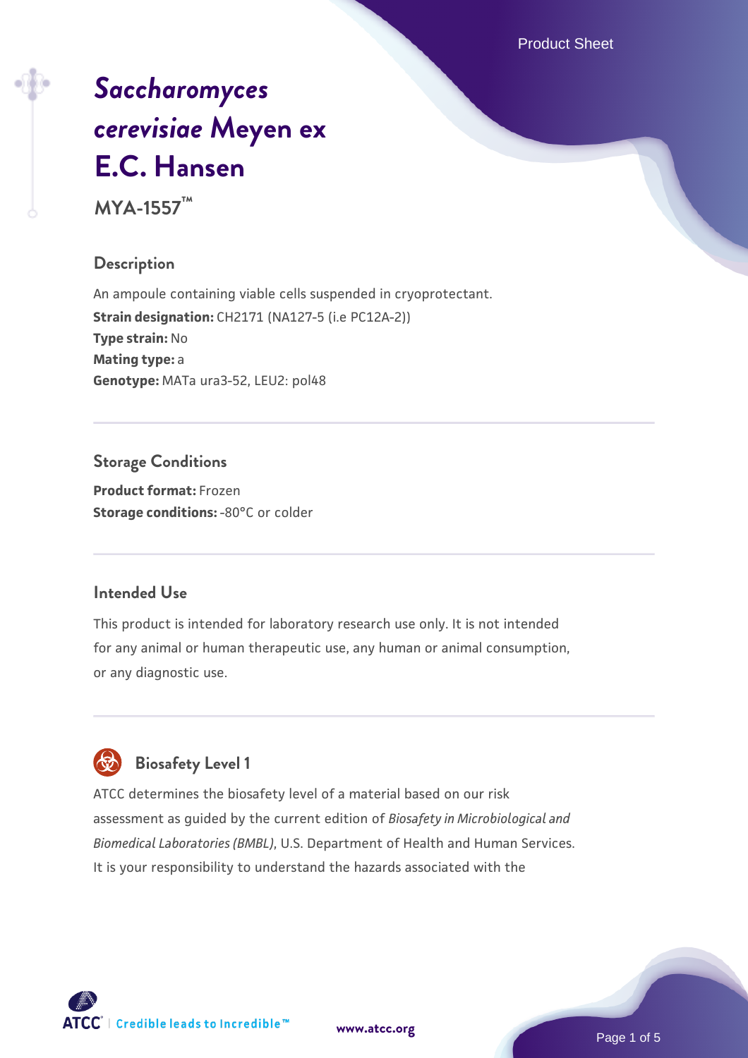# *Saccharomyces cerevisiae* Meyen ex E.C. Hansen

**MYA-1557™**

## Description

An ampoule containing viable cells suspended in cryoprotectant.

**Strain designation:** CH2171 (NA127-5 (i.e PC12A-2))

**Type strain:** No

**Mating type:** a

**Genotype:** MATa ura3-52, LEU2: pol48

## Storage Conditions

**Product format:** Frozen

**Storage conditions:** -80°C or colder

## Intended Use

This product is intended for laboratory research use only. It is not intended for any animal or human therapeutic use, any human or animal consumption, or any diagnostic use.

## Biosafety Level 1

ATCC determines the biosafety level of a material based on our risk assessment as guided by the current edition of *Biosafety in Microbiological and Biomedical Laboratories (BMBL)*, U.S. Department of Health and Human Services. It is your responsibility to understand the hazards associated with the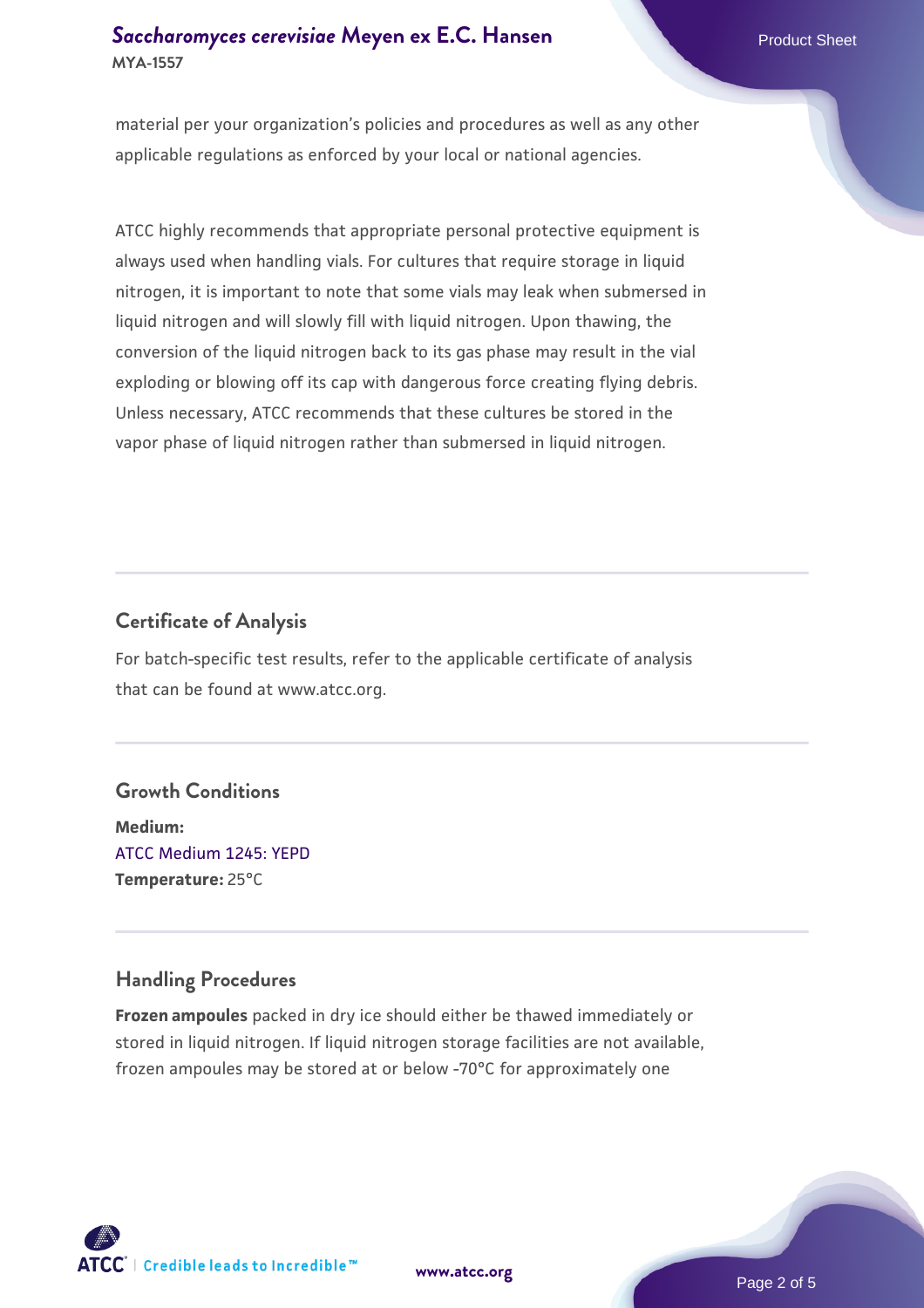material per your organization's policies and procedures as well as any other applicable regulations as enforced by your local or national agencies.

ATCC highly recommends that appropriate personal protective equipment is always used when handling vials. For cultures that require storage in liquid nitrogen, it is important to note that some vials may leak when submersed in liquid nitrogen and will slowly fill with liquid nitrogen. Upon thawing, the conversion of the liquid nitrogen back to its gas phase may result in the vial exploding or blowing off its cap with dangerous force creating flying debris. Unless necessary, ATCC recommends that these cultures be stored in the vapor phase of liquid nitrogen rather than submersed in liquid nitrogen.

## Certificate of Analysis

For batch-specific test results, refer to the applicable certificate of analysis that can be found at www.atcc.org.

## Growth Conditions

**Medium:**
ATCC Medium 1245: YEPD
**Temperature:** 25°C

## Handling Procedures

**Frozen ampoules** packed in dry ice should either be thawed immediately or stored in liquid nitrogen. If liquid nitrogen storage facilities are not available, frozen ampoules may be stored at or below -70°C for approximately one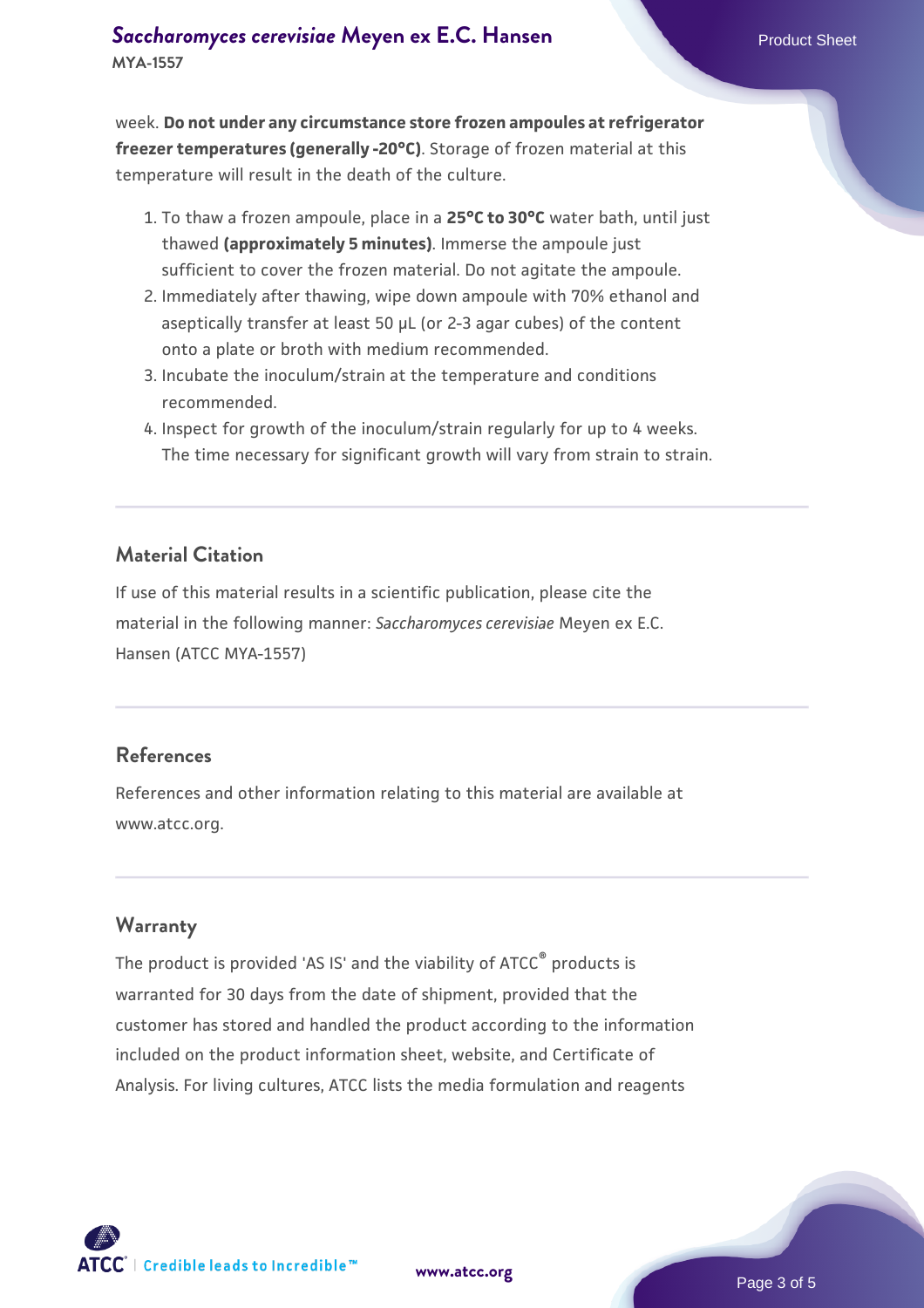week. **Do not under any circumstance store frozen ampoules at refrigerator freezer temperatures (generally -20°C)**. Storage of frozen material at this temperature will result in the death of the culture.

1. To thaw a frozen ampoule, place in a **25°C to 30°C** water bath, until just thawed **(approximately 5 minutes)**. Immerse the ampoule just sufficient to cover the frozen material. Do not agitate the ampoule.
2. Immediately after thawing, wipe down ampoule with 70% ethanol and aseptically transfer at least 50 µL (or 2-3 agar cubes) of the content onto a plate or broth with medium recommended.
3. Incubate the inoculum/strain at the temperature and conditions recommended.
4. Inspect for growth of the inoculum/strain regularly for up to 4 weeks. The time necessary for significant growth will vary from strain to strain.

## Material Citation

If use of this material results in a scientific publication, please cite the material in the following manner: *Saccharomyces cerevisiae* Meyen ex E.C. Hansen (ATCC MYA-1557)

## References

References and other information relating to this material are available at www.atcc.org.

## Warranty

The product is provided 'AS IS' and the viability of ATCC® products is warranted for 30 days from the date of shipment, provided that the customer has stored and handled the product according to the information included on the product information sheet, website, and Certificate of Analysis. For living cultures, ATCC lists the media formulation and reagents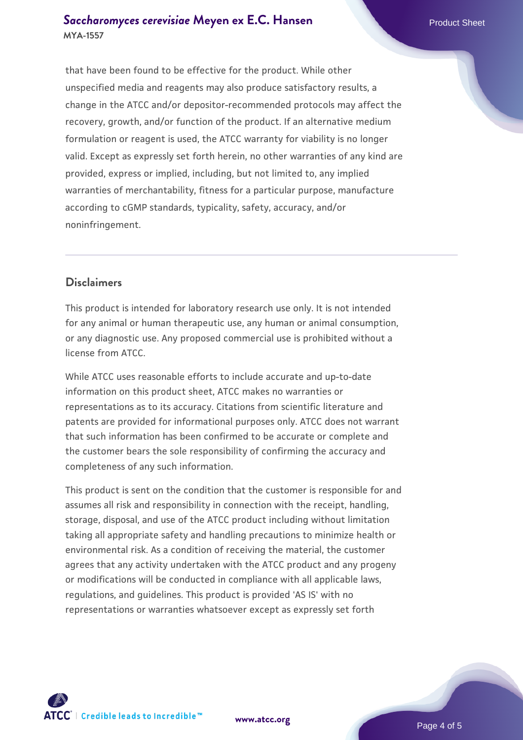that have been found to be effective for the product. While other unspecified media and reagents may also produce satisfactory results, a change in the ATCC and/or depositor-recommended protocols may affect the recovery, growth, and/or function of the product. If an alternative medium formulation or reagent is used, the ATCC warranty for viability is no longer valid. Except as expressly set forth herein, no other warranties of any kind are provided, express or implied, including, but not limited to, any implied warranties of merchantability, fitness for a particular purpose, manufacture according to cGMP standards, typicality, safety, accuracy, and/or noninfringement.

## Disclaimers

This product is intended for laboratory research use only. It is not intended for any animal or human therapeutic use, any human or animal consumption, or any diagnostic use. Any proposed commercial use is prohibited without a license from ATCC.

While ATCC uses reasonable efforts to include accurate and up-to-date information on this product sheet, ATCC makes no warranties or representations as to its accuracy. Citations from scientific literature and patents are provided for informational purposes only. ATCC does not warrant that such information has been confirmed to be accurate or complete and the customer bears the sole responsibility of confirming the accuracy and completeness of any such information.

This product is sent on the condition that the customer is responsible for and assumes all risk and responsibility in connection with the receipt, handling, storage, disposal, and use of the ATCC product including without limitation taking all appropriate safety and handling precautions to minimize health or environmental risk. As a condition of receiving the material, the customer agrees that any activity undertaken with the ATCC product and any progeny or modifications will be conducted in compliance with all applicable laws, regulations, and guidelines. This product is provided 'AS IS' with no representations or warranties whatsoever except as expressly set forth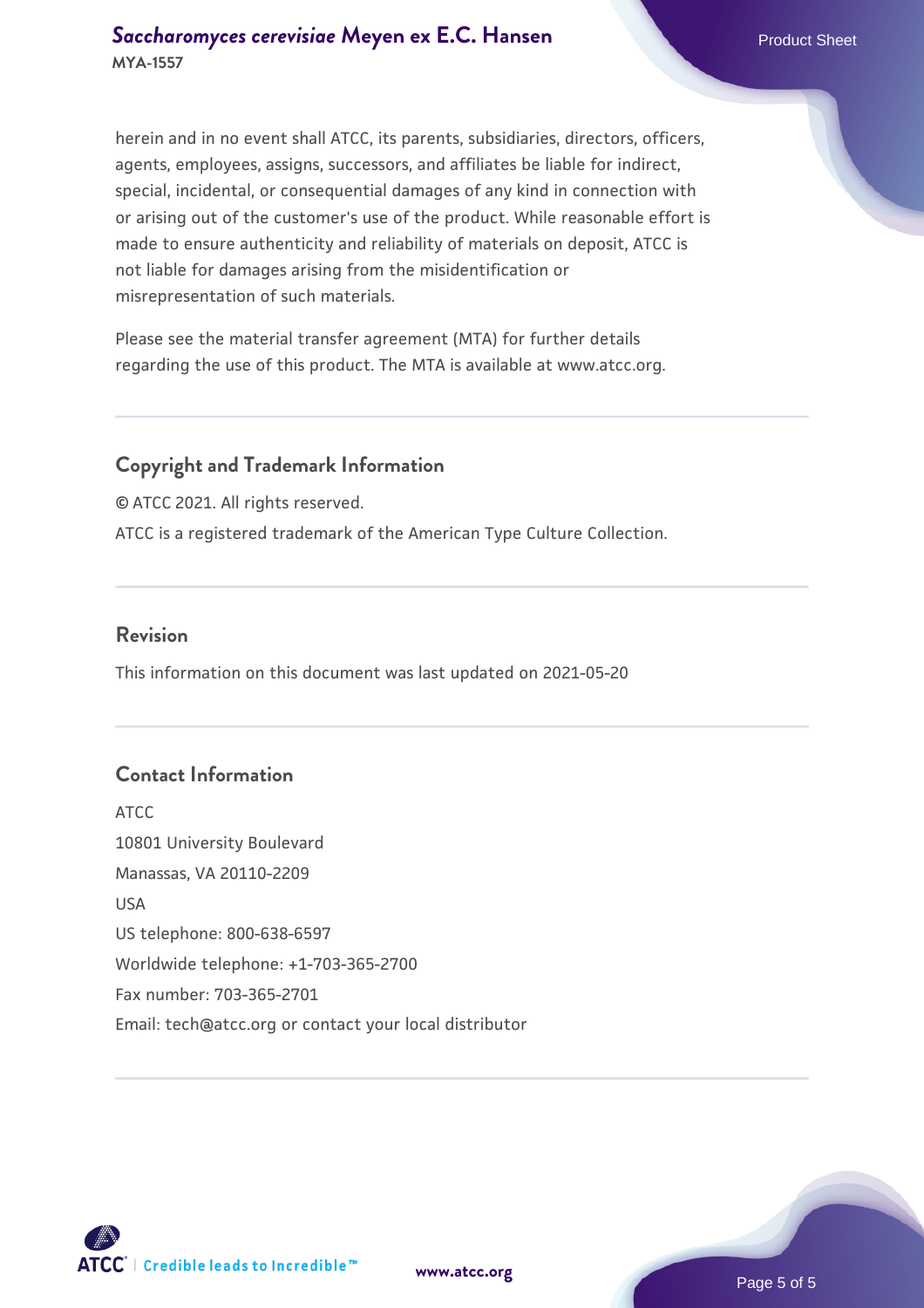herein and in no event shall ATCC, its parents, subsidiaries, directors, officers, agents, employees, assigns, successors, and affiliates be liable for indirect, special, incidental, or consequential damages of any kind in connection with or arising out of the customer's use of the product. While reasonable effort is made to ensure authenticity and reliability of materials on deposit, ATCC is not liable for damages arising from the misidentification or misrepresentation of such materials.

Please see the material transfer agreement (MTA) for further details regarding the use of this product. The MTA is available at www.atcc.org.

## Copyright and Trademark Information

© ATCC 2021. All rights reserved.

ATCC is a registered trademark of the American Type Culture Collection.

## Revision

This information on this document was last updated on 2021-05-20

## Contact Information

ATCC
10801 University Boulevard
Manassas, VA 20110-2209
USA
US telephone: 800-638-6597
Worldwide telephone: +1-703-365-2700
Fax number: 703-365-2701
Email: tech@atcc.org or contact your local distributor